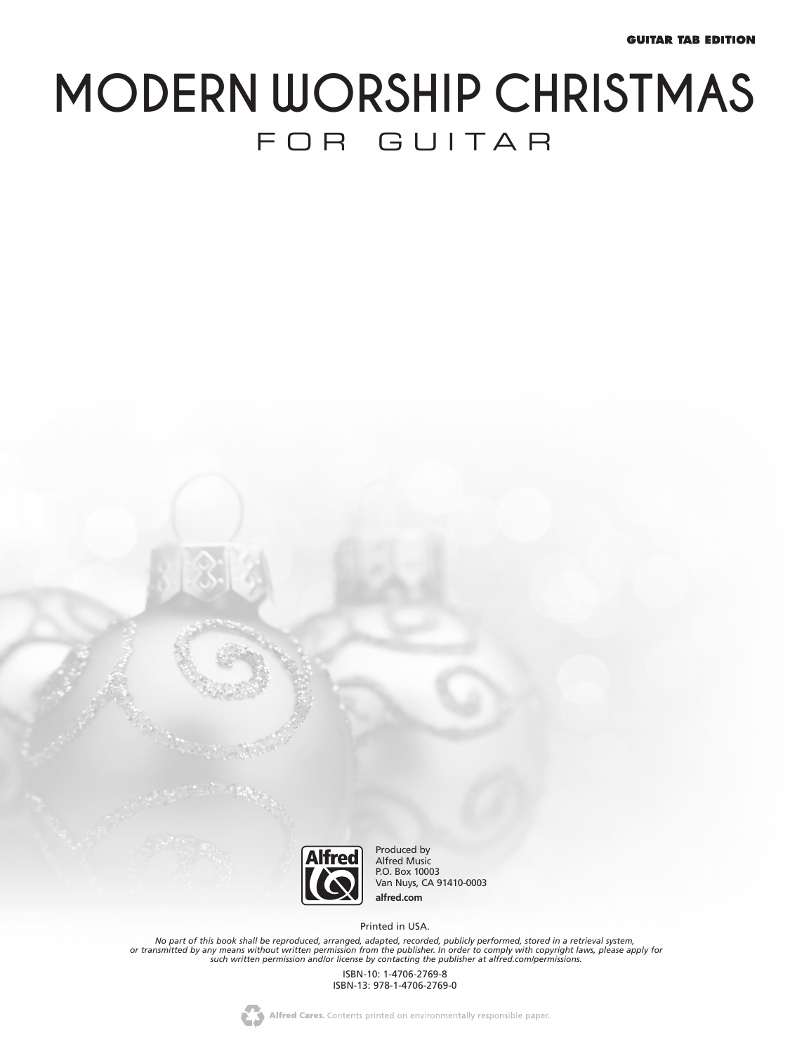**GUITAR TAB EDITION**

# MODERN WORSHIP CHRISTMAS

## FOR GUITAR

Produced by
Alfred Music
P.O. Box 10003
Van Nuys, CA 91410-0003
**alfred.com**

Printed in USA.

*No part of this book shall be reproduced, arranged, adapted, recorded, publicly performed, stored in a retrieval system, or transmitted by any means without written permission from the publisher. In order to comply with copyright laws, please apply for such written permission and/or license by contacting the publisher at alfred.com/permissions.*

ISBN-10: 1-4706-2769-8
ISBN-13: 978-1-4706-2769-0

**Alfred Cares.** Contents printed on environmentally responsible paper.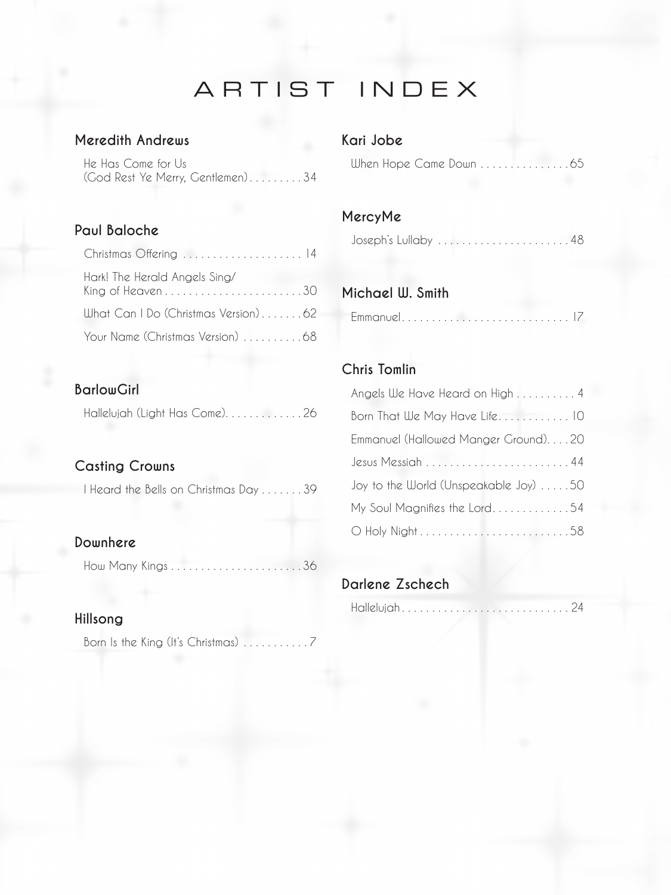# ARTIST INDEX

### Meredith Andrews

He Has Come for Us (God Rest Ye Merry, Gentlemen) . . . . . . . . . 34

### Paul Baloche

Christmas Offering . . . . . . . . . . . . . . . . . . . . 14

Hark! The Herald Angels Sing/ King of Heaven . . . . . . . . . . . . . . . . . . . . . . . 30

What Can I Do (Christmas Version) . . . . . . . 62

Your Name (Christmas Version) . . . . . . . . . . 68

### BarlowGirl

Hallelujah (Light Has Come) . . . . . . . . . . . . . 26

### Casting Crowns

I Heard the Bells on Christmas Day . . . . . . . 39

### Downhere

How Many Kings . . . . . . . . . . . . . . . . . . . . . . 36

### Hillsong

Born Is the King (It's Christmas) . . . . . . . . . . . 7

### Kari Jobe

When Hope Came Down . . . . . . . . . . . . . . . 65

### MercyMe

Joseph's Lullaby . . . . . . . . . . . . . . . . . . . . . . 48

### Michael W. Smith

Emmanuel . . . . . . . . . . . . . . . . . . . . . . . . . . . . 17

### Chris Tomlin

Angels We Have Heard on High . . . . . . . . . . 4

Born That We May Have Life . . . . . . . . . . . . 10

Emmanuel (Hallowed Manger Ground) . . . . 20

Jesus Messiah . . . . . . . . . . . . . . . . . . . . . . . . 44

Joy to the World (Unspeakable Joy) . . . . . 50

My Soul Magnifies the Lord . . . . . . . . . . . . . 54

O Holy Night . . . . . . . . . . . . . . . . . . . . . . . . . 58

### Darlene Zschech

Hallelujah . . . . . . . . . . . . . . . . . . . . . . . . . . . . 24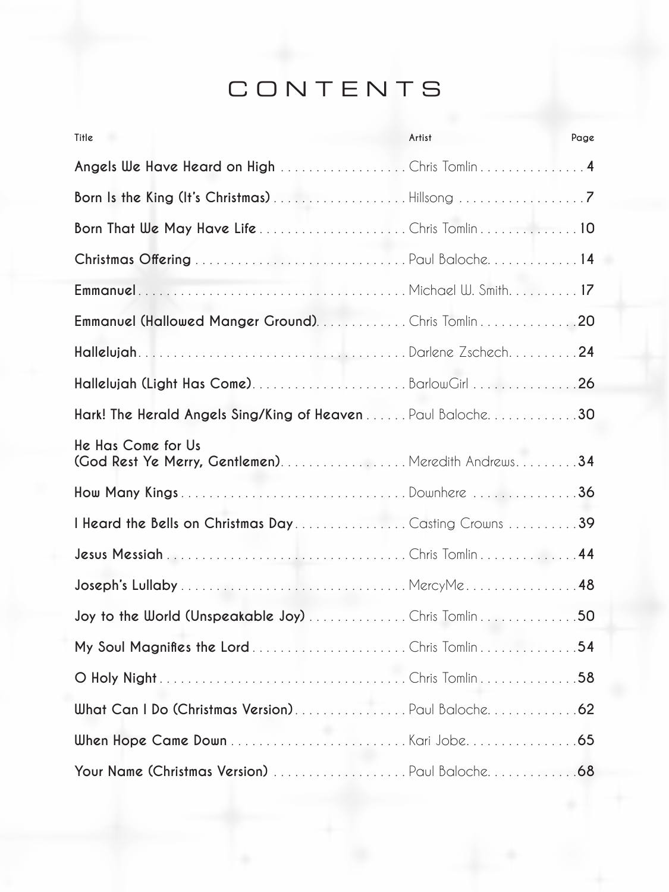# CONTENTS

| Title | Artist | Page |
| --- | --- | --- |
| **Angels We Have Heard on High** | Chris Tomlin | 4 |
| **Born Is the King (It's Christmas)** | Hillsong | 7 |
| **Born That We May Have Life** | Chris Tomlin | 10 |
| **Christmas Offering** | Paul Baloche | 14 |
| **Emmanuel** | Michael W. Smith | 17 |
| **Emmanuel (Hallowed Manger Ground)** | Chris Tomlin | 20 |
| **Hallelujah** | Darlene Zschech | 24 |
| **Hallelujah (Light Has Come)** | BarlowGirl | 26 |
| **Hark! The Herald Angels Sing/King of Heaven** | Paul Baloche | 30 |
| **He Has Come for Us (God Rest Ye Merry, Gentlemen)** | Meredith Andrews | 34 |
| **How Many Kings** | Downhere | 36 |
| **I Heard the Bells on Christmas Day** | Casting Crowns | 39 |
| **Jesus Messiah** | Chris Tomlin | 44 |
| **Joseph's Lullaby** | MercyMe | 48 |
| **Joy to the World (Unspeakable Joy)** | Chris Tomlin | 50 |
| **My Soul Magnifies the Lord** | Chris Tomlin | 54 |
| **O Holy Night** | Chris Tomlin | 58 |
| **What Can I Do (Christmas Version)** | Paul Baloche | 62 |
| **When Hope Came Down** | Kari Jobe | 65 |
| **Your Name (Christmas Version)** | Paul Baloche | 68 |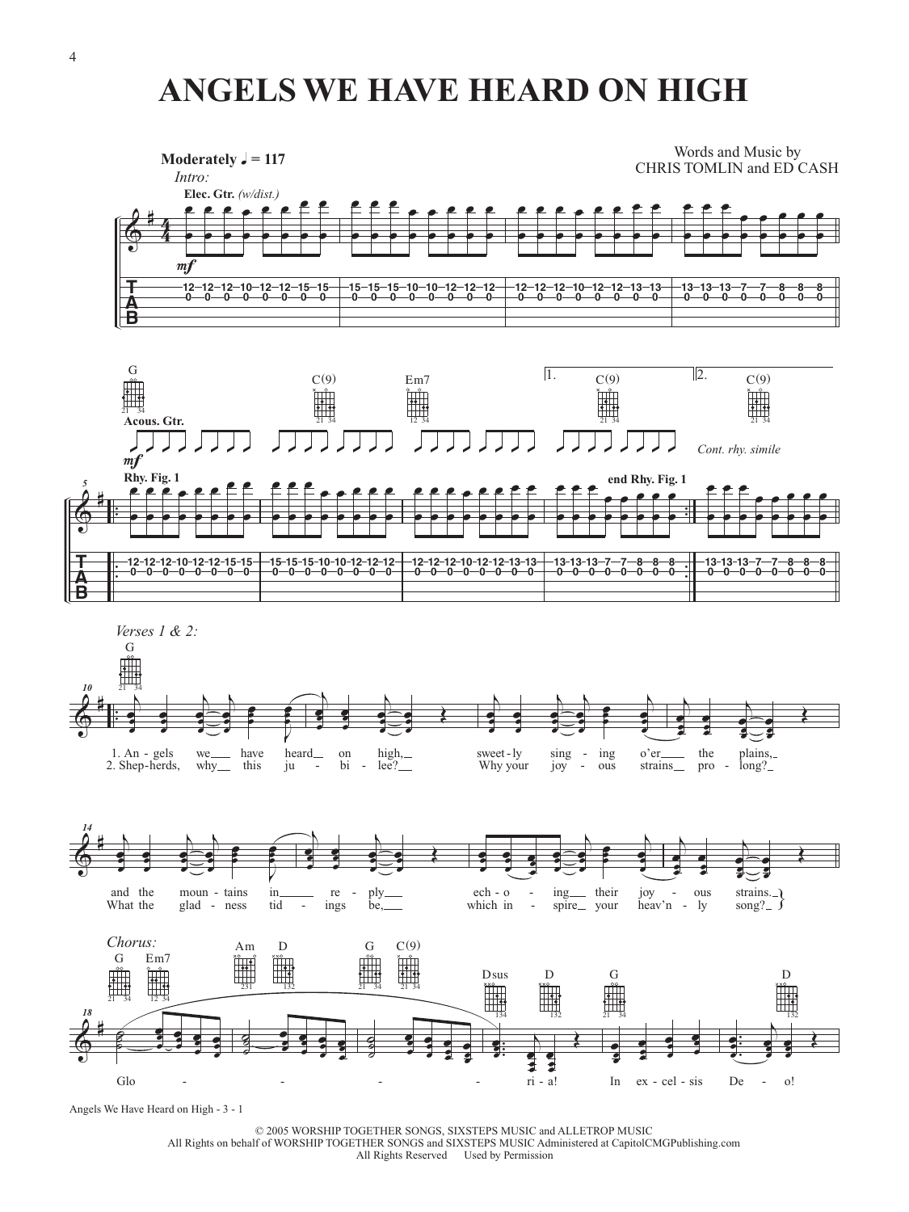# ANGELS WE HAVE HEARD ON HIGH

Words and Music by
CHRIS TOMLIN and ED CASH

**Moderately ♩ = 117**

*Intro:*

**Elec. Gtr.** *(w/dist.)*

*mf*

```
T |-12-12-12-10-12-12-15-15-|-15-15-15-10-10-12-12-12-|-12-12-12-10-12-12-13-13-|-13-13-13-7--7--8--8--8--|
A |-0--0--0--0--0--0--0--0--|-0--0--0--0--0--0--0--0--|-0--0--0--0--0--0--0--0--|-0--0--0--0--0--0--0--0--|
B |                         |                         |                         |                         |
```

G — C(9) — Em7 — 1. C(9) — 2. C(9)

**Acous. Gtr.**

*mf*

*Cont. rhy. simile*

Rhy. Fig. 1 — end Rhy. Fig. 1

```
T ||:-12-12-12-10-12-12-15-15-|-15-15-15-10-10-12-12-12-|-12-12-12-10-12-12-13-13-|-13-13-13-7--7--8--8--8--:||-13-13-13-7--7--8--8--8--|
A ||:-0--0--0--0--0--0--0--0--|-0--0--0--0--0--0--0--0--|-0--0--0--0--0--0--0--0--|-0--0--0--0--0--0--0--0--:||-0--0--0--0--0--0--0--0--|
B ||                          |                         |                         |                          ||                         |
```

*Verses 1 & 2:*

G

1. An - gels we__ have heard__ on high,__ sweet - ly sing - ing o'er__ the plains,__
2. Shep - herds, why__ this ju - bi - lee?__ Why your joy - ous strains__ pro - long?__

and the moun - tains in__ re - ply__ ech - o - ing__ their joy - ous strains.
What the glad - ness tid - ings be,__ which in - spire__ your heav'n - ly song?

*Chorus:*

G Em7 Am D G C(9) Dsus D G D

Glo - - - - ri - a! In ex - cel - sis De - o!

© 2005 WORSHIP TOGETHER SONGS, SIXSTEPS MUSIC and ALLETROP MUSIC
All Rights on behalf of WORSHIP TOGETHER SONGS and SIXSTEPS MUSIC Administered at CapitolCMGPublishing.com
All Rights Reserved Used by Permission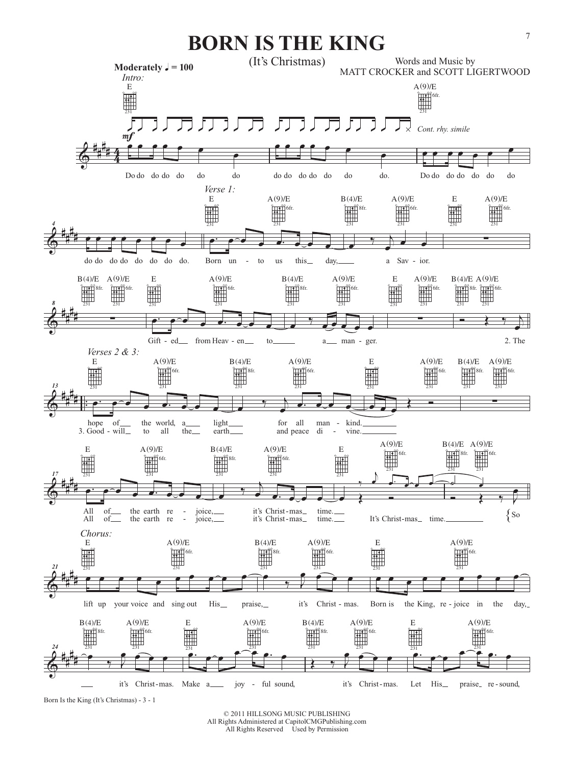# BORN IS THE KING

(It's Christmas)

Words and Music by
MATT CROCKER and SCOTT LIGERTWOOD

Moderately ♩ = 100

*Intro:*

E A(9)/E

*Cont. rhy. simile*

Do do do do do do do do do do do do do. Do do do do do do do do do do do do do do do.

*Verse 1:*

E A(9)/E B(4)/E A(9)/E E A(9)/E

Born un - to us this day, a Sav - ior.

B(4)/E A(9)/E E A(9)/E B(4)/E A(9)/E E A(9)/E B(4)/E A(9)/E

Gift - ed from Heav - en to a man - ger. 2. The

*Verses 2 & 3:*

E A(9)/E B(4)/E A(9)/E E A(9)/E B(4)/E A(9)/E

hope of the world, a light for all man - kind.
3. Good - will to all the earth and peace di - vine.

E A(9)/E B(4)/E A(9)/E E A(9)/E B(4)/E A(9)/E

All of the earth re - joice, it's Christ - mas time.
All of the earth re - joice, it's Christ - mas time. It's Christ - mas time. So

*Chorus:*

E A(9)/E B(4)/E A(9)/E E A(9)/E

lift up your voice and sing out His praise, it's Christ - mas. Born is the King, re - joice in the day,

B(4)/E A(9)/E E A(9)/E B(4)/E A(9)/E E A(9)/E

it's Christ - mas. Make a joy - ful sound, it's Christ - mas. Let His praise re - sound,

Born Is the King (It's Christmas) - 3 - 1

© 2011 HILLSONG MUSIC PUBLISHING
All Rights Administered at CapitolCMGPublishing.com
All Rights Reserved Used by Permission